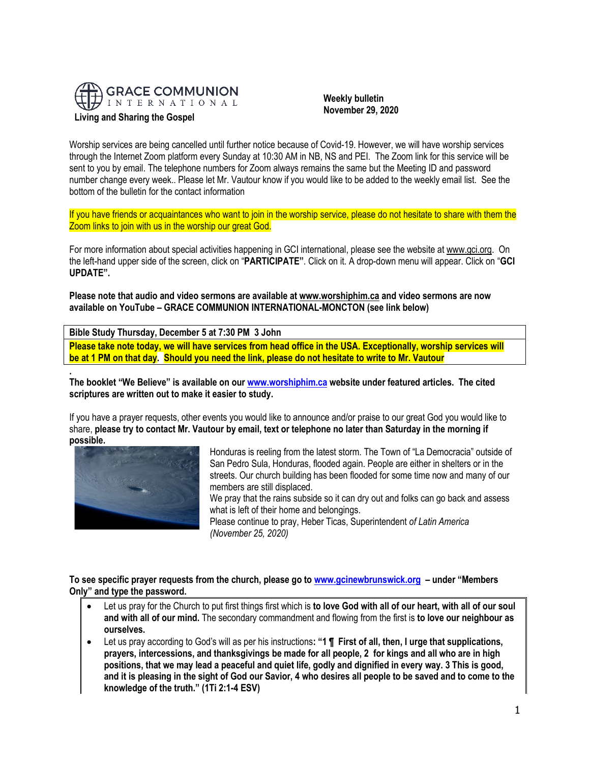GRACE COMMUNION INTERNATIONAL

**Living and Sharing the Gospel**

**Weekly bulletin**
**November 29, 2020**

Worship services are being cancelled until further notice because of Covid-19. However, we will have worship services through the Internet Zoom platform every Sunday at 10:30 AM in NB, NS and PEI. The Zoom link for this service will be sent to you by email. The telephone numbers for Zoom always remains the same but the Meeting ID and password number change every week.. Please let Mr. Vautour know if you would like to be added to the weekly email list. See the bottom of the bulletin for the contact information

If you have friends or acquaintances who want to join in the worship service, please do not hesitate to share with them the Zoom links to join with us in the worship our great God.

For more information about special activities happening in GCI international, please see the website at www.gci.org. On the left-hand upper side of the screen, click on "**PARTICIPATE**". Click on it. A drop-down menu will appear. Click on "**GCI UPDATE".**

**Please note that audio and video sermons are available at www.worshiphim.ca and video sermons are now available on YouTube – GRACE COMMUNION INTERNATIONAL-MONCTON (see link below)**

**Bible Study Thursday, December 5 at 7:30 PM 3 John**

**Please take note today, we will have services from head office in the USA. Exceptionally, worship services will be at 1 PM on that day. Should you need the link, please do not hesitate to write to Mr. Vautour**

.
**The booklet "We Believe" is available on our www.worshiphim.ca website under featured articles. The cited scriptures are written out to make it easier to study.**

If you have a prayer requests, other events you would like to announce and/or praise to our great God you would like to share, **please try to contact Mr. Vautour by email, text or telephone no later than Saturday in the morning if possible.**

Honduras is reeling from the latest storm. The Town of "La Democracia" outside of San Pedro Sula, Honduras, flooded again. People are either in shelters or in the streets. Our church building has been flooded for some time now and many of our members are still displaced.
We pray that the rains subside so it can dry out and folks can go back and assess what is left of their home and belongings.
Please continue to pray, Heber Ticas, Superintendent *of Latin America (November 25, 2020)*

**To see specific prayer requests from the church, please go to www.gcinewbrunswick.org – under "Members Only" and type the password.**

- Let us pray for the Church to put first things first which is **to love God with all of our heart, with all of our soul and with all of our mind.** The secondary commandment and flowing from the first is **to love our neighbour as ourselves.**
- Let us pray according to God's will as per his instructions**: "1 ¶ First of all, then, I urge that supplications, prayers, intercessions, and thanksgivings be made for all people, 2 for kings and all who are in high positions, that we may lead a peaceful and quiet life, godly and dignified in every way. 3 This is good, and it is pleasing in the sight of God our Savior, 4 who desires all people to be saved and to come to the knowledge of the truth." (1Ti 2:1-4 ESV)**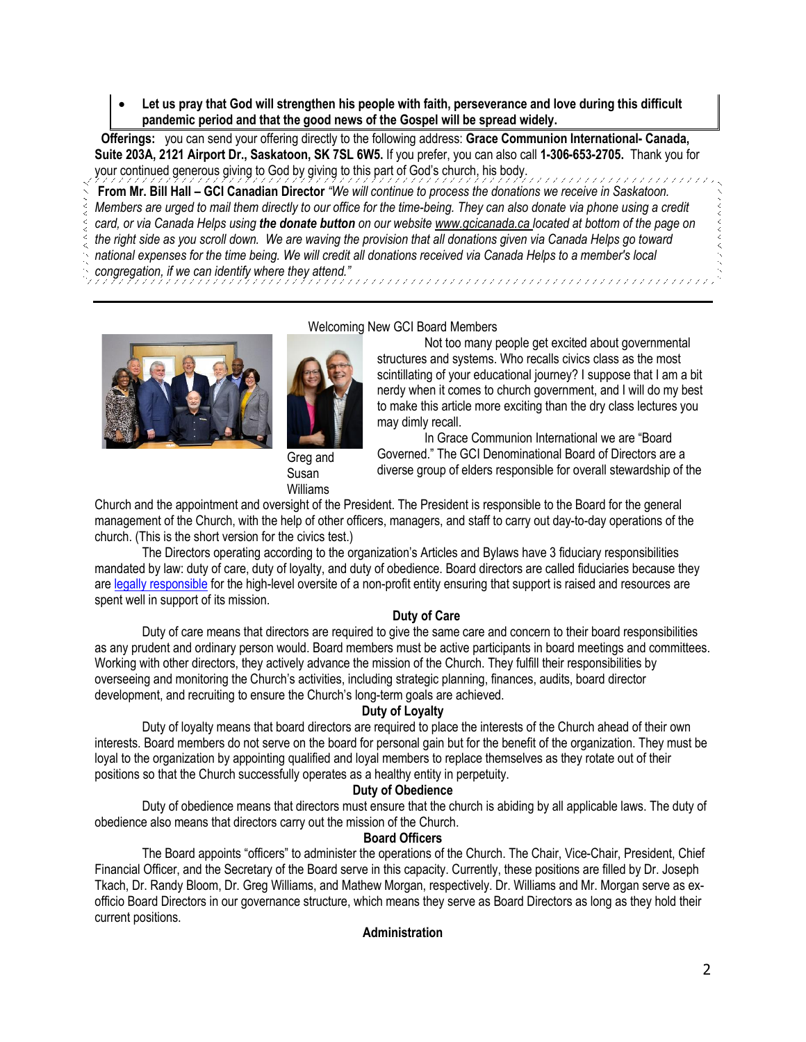- **Let us pray that God will strengthen his people with faith, perseverance and love during this difficult pandemic period and that the good news of the Gospel will be spread widely.**

**Offerings:** you can send your offering directly to the following address: **Grace Communion International- Canada, Suite 203A, 2121 Airport Dr., Saskatoon, SK 7SL 6W5.** If you prefer, you can also call **1-306-653-2705.** Thank you for your continued generous giving to God by giving to this part of God's church, his body.

**From Mr. Bill Hall – GCI Canadian Director** *"We will continue to process the donations we receive in Saskatoon. Members are urged to mail them directly to our office for the time-being. They can also donate via phone using a credit card, or via Canada Helps using* ***the donate button*** *on our website www.gcicanada.ca located at bottom of the page on the right side as you scroll down. We are waving the provision that all donations given via Canada Helps go toward national expenses for the time being. We will credit all donations received via Canada Helps to a member's local congregation, if we can identify where they attend."*

---

Welcoming New GCI Board Members

Greg and Susan Williams

Not too many people get excited about governmental structures and systems. Who recalls civics class as the most scintillating of your educational journey? I suppose that I am a bit nerdy when it comes to church government, and I will do my best to make this article more exciting than the dry class lectures you may dimly recall.

In Grace Communion International we are "Board Governed." The GCI Denominational Board of Directors are a diverse group of elders responsible for overall stewardship of the Church and the appointment and oversight of the President. The President is responsible to the Board for the general management of the Church, with the help of other officers, managers, and staff to carry out day-to-day operations of the church. (This is the short version for the civics test.)

The Directors operating according to the organization's Articles and Bylaws have 3 fiduciary responsibilities mandated by law: duty of care, duty of loyalty, and duty of obedience. Board directors are called fiduciaries because they are legally responsible for the high-level oversite of a non-profit entity ensuring that support is raised and resources are spent well in support of its mission.

**Duty of Care**

Duty of care means that directors are required to give the same care and concern to their board responsibilities as any prudent and ordinary person would. Board members must be active participants in board meetings and committees. Working with other directors, they actively advance the mission of the Church. They fulfill their responsibilities by overseeing and monitoring the Church's activities, including strategic planning, finances, audits, board director development, and recruiting to ensure the Church's long-term goals are achieved.

**Duty of Loyalty**

Duty of loyalty means that board directors are required to place the interests of the Church ahead of their own interests. Board members do not serve on the board for personal gain but for the benefit of the organization. They must be loyal to the organization by appointing qualified and loyal members to replace themselves as they rotate out of their positions so that the Church successfully operates as a healthy entity in perpetuity.

**Duty of Obedience**

Duty of obedience means that directors must ensure that the church is abiding by all applicable laws. The duty of obedience also means that directors carry out the mission of the Church.

**Board Officers**

The Board appoints "officers" to administer the operations of the Church. The Chair, Vice-Chair, President, Chief Financial Officer, and the Secretary of the Board serve in this capacity. Currently, these positions are filled by Dr. Joseph Tkach, Dr. Randy Bloom, Dr. Greg Williams, and Mathew Morgan, respectively. Dr. Williams and Mr. Morgan serve as ex-officio Board Directors in our governance structure, which means they serve as Board Directors as long as they hold their current positions.

**Administration**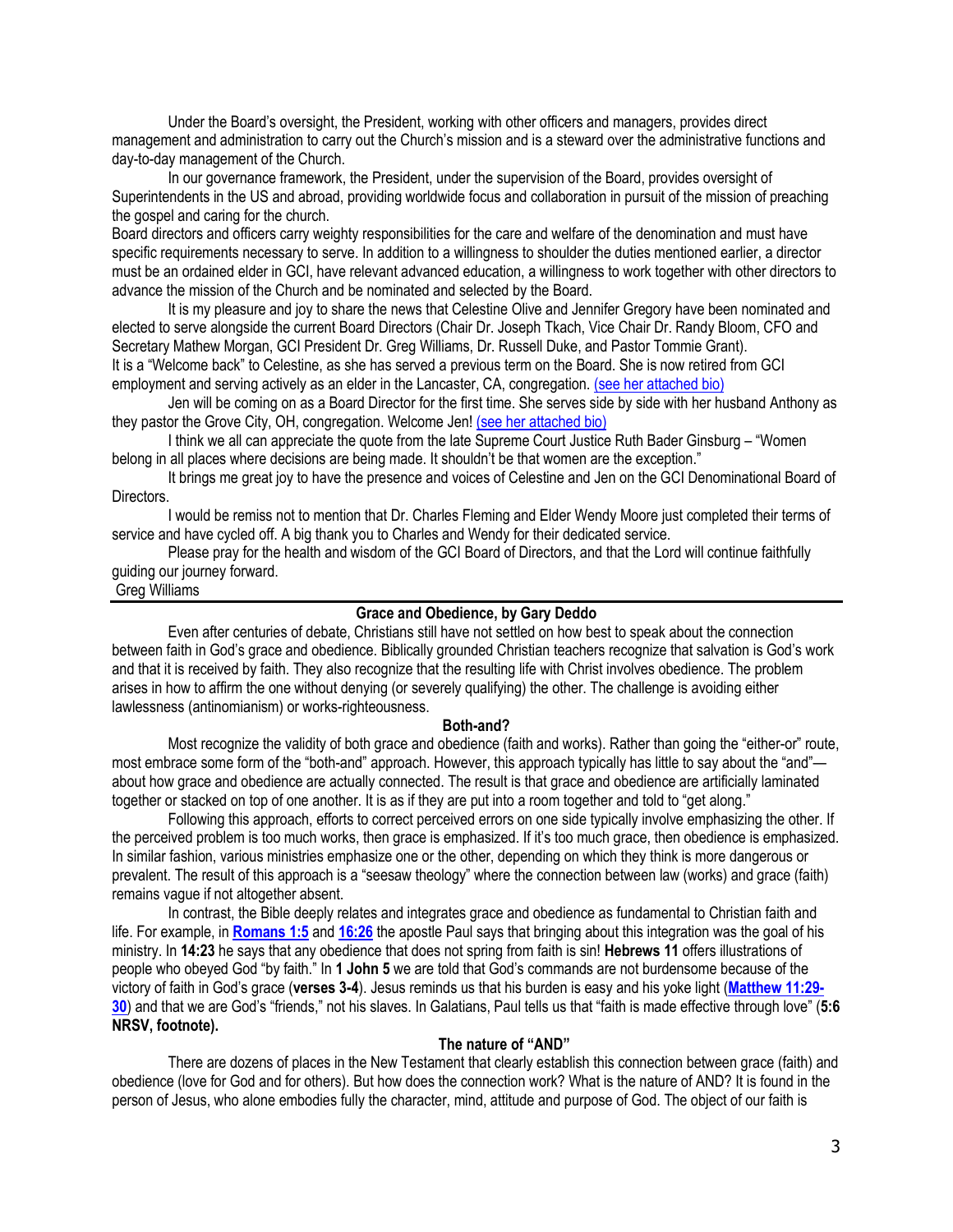Under the Board's oversight, the President, working with other officers and managers, provides direct management and administration to carry out the Church's mission and is a steward over the administrative functions and day-to-day management of the Church.

In our governance framework, the President, under the supervision of the Board, provides oversight of Superintendents in the US and abroad, providing worldwide focus and collaboration in pursuit of the mission of preaching the gospel and caring for the church.

Board directors and officers carry weighty responsibilities for the care and welfare of the denomination and must have specific requirements necessary to serve. In addition to a willingness to shoulder the duties mentioned earlier, a director must be an ordained elder in GCI, have relevant advanced education, a willingness to work together with other directors to advance the mission of the Church and be nominated and selected by the Board.

It is my pleasure and joy to share the news that Celestine Olive and Jennifer Gregory have been nominated and elected to serve alongside the current Board Directors (Chair Dr. Joseph Tkach, Vice Chair Dr. Randy Bloom, CFO and Secretary Mathew Morgan, GCI President Dr. Greg Williams, Dr. Russell Duke, and Pastor Tommie Grant).

It is a "Welcome back" to Celestine, as she has served a previous term on the Board. She is now retired from GCI employment and serving actively as an elder in the Lancaster, CA, congregation. (see her attached bio)

Jen will be coming on as a Board Director for the first time. She serves side by side with her husband Anthony as they pastor the Grove City, OH, congregation. Welcome Jen! (see her attached bio)

I think we all can appreciate the quote from the late Supreme Court Justice Ruth Bader Ginsburg – "Women belong in all places where decisions are being made. It shouldn't be that women are the exception."

It brings me great joy to have the presence and voices of Celestine and Jen on the GCI Denominational Board of Directors.

I would be remiss not to mention that Dr. Charles Fleming and Elder Wendy Moore just completed their terms of service and have cycled off. A big thank you to Charles and Wendy for their dedicated service.

Please pray for the health and wisdom of the GCI Board of Directors, and that the Lord will continue faithfully guiding our journey forward.

Greg Williams

---

## Grace and Obedience, by Gary Deddo

Even after centuries of debate, Christians still have not settled on how best to speak about the connection between faith in God's grace and obedience. Biblically grounded Christian teachers recognize that salvation is God's work and that it is received by faith. They also recognize that the resulting life with Christ involves obedience. The problem arises in how to affirm the one without denying (or severely qualifying) the other. The challenge is avoiding either lawlessness (antinomianism) or works-righteousness.

### Both-and?

Most recognize the validity of both grace and obedience (faith and works). Rather than going the "either-or" route, most embrace some form of the "both-and" approach. However, this approach typically has little to say about the "and"—about how grace and obedience are actually connected. The result is that grace and obedience are artificially laminated together or stacked on top of one another. It is as if they are put into a room together and told to "get along."

Following this approach, efforts to correct perceived errors on one side typically involve emphasizing the other. If the perceived problem is too much works, then grace is emphasized. If it's too much grace, then obedience is emphasized. In similar fashion, various ministries emphasize one or the other, depending on which they think is more dangerous or prevalent. The result of this approach is a "seesaw theology" where the connection between law (works) and grace (faith) remains vague if not altogether absent.

In contrast, the Bible deeply relates and integrates grace and obedience as fundamental to Christian faith and life. For example, in **Romans 1:5** and **16:26** the apostle Paul says that bringing about this integration was the goal of his ministry. In **14:23** he says that any obedience that does not spring from faith is sin! **Hebrews 11** offers illustrations of people who obeyed God "by faith." In **1 John 5** we are told that God's commands are not burdensome because of the victory of faith in God's grace (**verses 3-4**). Jesus reminds us that his burden is easy and his yoke light (**Matthew 11:29-30**) and that we are God's "friends," not his slaves. In Galatians, Paul tells us that "faith is made effective through love" (**5:6 NRSV, footnote).**

### The nature of "AND"

There are dozens of places in the New Testament that clearly establish this connection between grace (faith) and obedience (love for God and for others). But how does the connection work? What is the nature of AND? It is found in the person of Jesus, who alone embodies fully the character, mind, attitude and purpose of God. The object of our faith is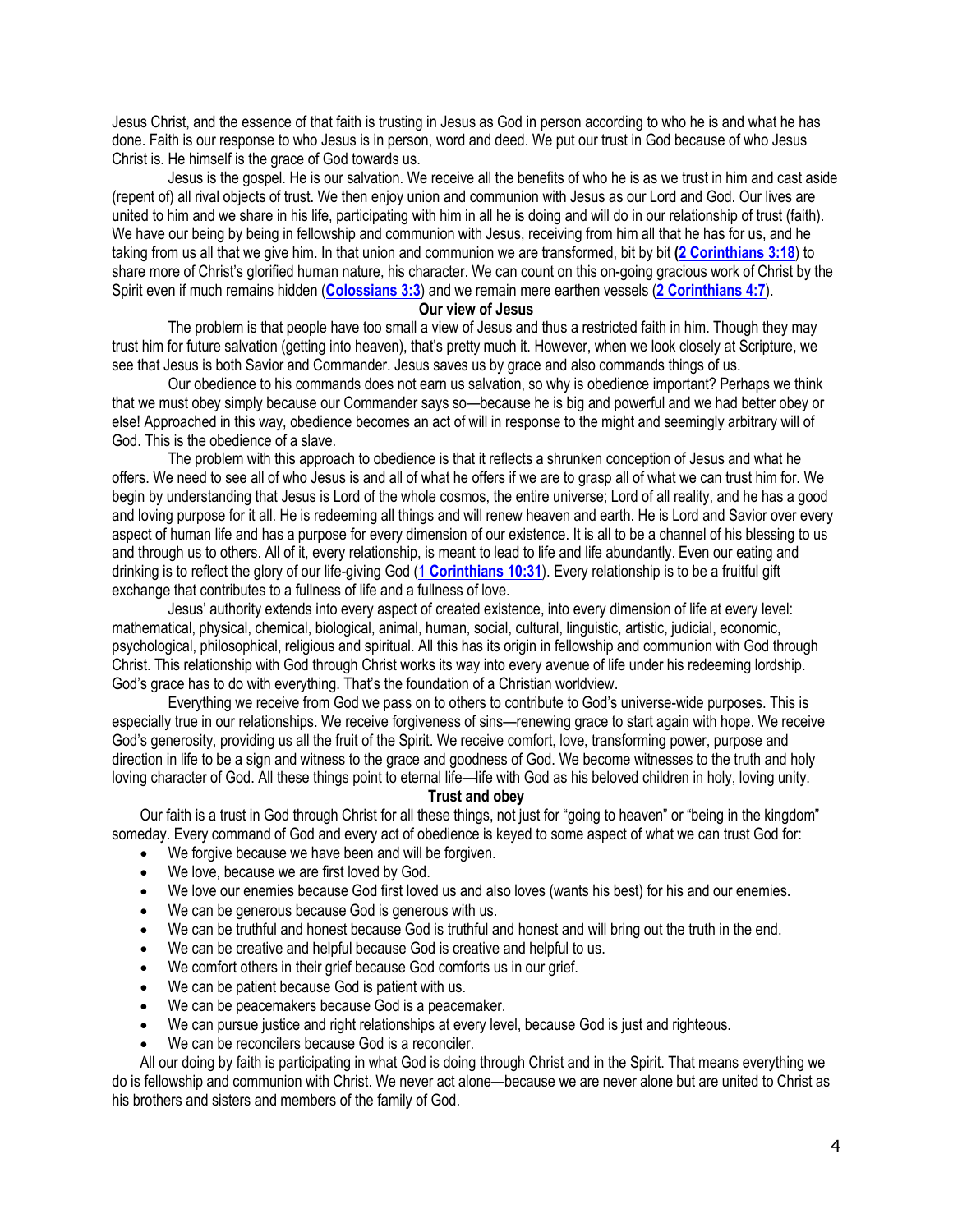Jesus Christ, and the essence of that faith is trusting in Jesus as God in person according to who he is and what he has done. Faith is our response to who Jesus is in person, word and deed. We put our trust in God because of who Jesus Christ is. He himself is the grace of God towards us.

Jesus is the gospel. He is our salvation. We receive all the benefits of who he is as we trust in him and cast aside (repent of) all rival objects of trust. We then enjoy union and communion with Jesus as our Lord and God. Our lives are united to him and we share in his life, participating with him in all he is doing and will do in our relationship of trust (faith). We have our being by being in fellowship and communion with Jesus, receiving from him all that he has for us, and he taking from us all that we give him. In that union and communion we are transformed, bit by bit **(2 Corinthians 3:18**) to share more of Christ's glorified human nature, his character. We can count on this on-going gracious work of Christ by the Spirit even if much remains hidden (**Colossians 3:3**) and we remain mere earthen vessels (**2 Corinthians 4:7**).

**Our view of Jesus**

The problem is that people have too small a view of Jesus and thus a restricted faith in him. Though they may trust him for future salvation (getting into heaven), that's pretty much it. However, when we look closely at Scripture, we see that Jesus is both Savior and Commander. Jesus saves us by grace and also commands things of us.

Our obedience to his commands does not earn us salvation, so why is obedience important? Perhaps we think that we must obey simply because our Commander says so—because he is big and powerful and we had better obey or else! Approached in this way, obedience becomes an act of will in response to the might and seemingly arbitrary will of God. This is the obedience of a slave.

The problem with this approach to obedience is that it reflects a shrunken conception of Jesus and what he offers. We need to see all of who Jesus is and all of what he offers if we are to grasp all of what we can trust him for. We begin by understanding that Jesus is Lord of the whole cosmos, the entire universe; Lord of all reality, and he has a good and loving purpose for it all. He is redeeming all things and will renew heaven and earth. He is Lord and Savior over every aspect of human life and has a purpose for every dimension of our existence. It is all to be a channel of his blessing to us and through us to others. All of it, every relationship, is meant to lead to life and life abundantly. Even our eating and drinking is to reflect the glory of our life-giving God (**1 Corinthians 10:31**). Every relationship is to be a fruitful gift exchange that contributes to a fullness of life and a fullness of love.

Jesus' authority extends into every aspect of created existence, into every dimension of life at every level: mathematical, physical, chemical, biological, animal, human, social, cultural, linguistic, artistic, judicial, economic, psychological, philosophical, religious and spiritual. All this has its origin in fellowship and communion with God through Christ. This relationship with God through Christ works its way into every avenue of life under his redeeming lordship. God's grace has to do with everything. That's the foundation of a Christian worldview.

Everything we receive from God we pass on to others to contribute to God's universe-wide purposes. This is especially true in our relationships. We receive forgiveness of sins—renewing grace to start again with hope. We receive God's generosity, providing us all the fruit of the Spirit. We receive comfort, love, transforming power, purpose and direction in life to be a sign and witness to the grace and goodness of God. We become witnesses to the truth and holy loving character of God. All these things point to eternal life—life with God as his beloved children in holy, loving unity.

**Trust and obey**

Our faith is a trust in God through Christ for all these things, not just for "going to heaven" or "being in the kingdom" someday. Every command of God and every act of obedience is keyed to some aspect of what we can trust God for:

- We forgive because we have been and will be forgiven.
- We love, because we are first loved by God.
- We love our enemies because God first loved us and also loves (wants his best) for his and our enemies.
- We can be generous because God is generous with us.
- We can be truthful and honest because God is truthful and honest and will bring out the truth in the end.
- We can be creative and helpful because God is creative and helpful to us.
- We comfort others in their grief because God comforts us in our grief.
- We can be patient because God is patient with us.
- We can be peacemakers because God is a peacemaker.
- We can pursue justice and right relationships at every level, because God is just and righteous.
- We can be reconcilers because God is a reconciler.

All our doing by faith is participating in what God is doing through Christ and in the Spirit. That means everything we do is fellowship and communion with Christ. We never act alone—because we are never alone but are united to Christ as his brothers and sisters and members of the family of God.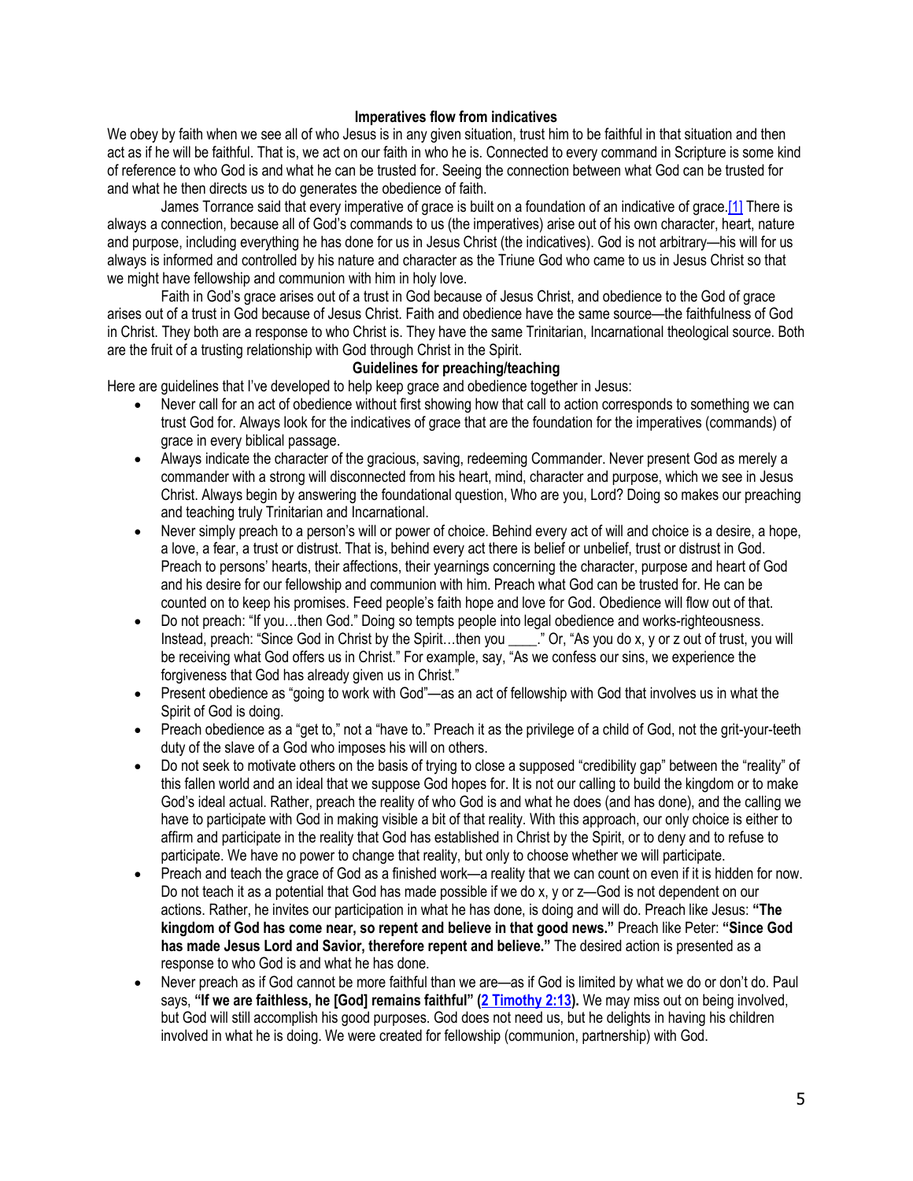## Imperatives flow from indicatives

We obey by faith when we see all of who Jesus is in any given situation, trust him to be faithful in that situation and then act as if he will be faithful. That is, we act on our faith in who he is. Connected to every command in Scripture is some kind of reference to who God is and what he can be trusted for. Seeing the connection between what God can be trusted for and what he then directs us to do generates the obedience of faith.

James Torrance said that every imperative of grace is built on a foundation of an indicative of grace.[1] There is always a connection, because all of God's commands to us (the imperatives) arise out of his own character, heart, nature and purpose, including everything he has done for us in Jesus Christ (the indicatives). God is not arbitrary—his will for us always is informed and controlled by his nature and character as the Triune God who came to us in Jesus Christ so that we might have fellowship and communion with him in holy love.

Faith in God's grace arises out of a trust in God because of Jesus Christ, and obedience to the God of grace arises out of a trust in God because of Jesus Christ. Faith and obedience have the same source—the faithfulness of God in Christ. They both are a response to who Christ is. They have the same Trinitarian, Incarnational theological source. Both are the fruit of a trusting relationship with God through Christ in the Spirit.

## Guidelines for preaching/teaching

Here are guidelines that I've developed to help keep grace and obedience together in Jesus:

- Never call for an act of obedience without first showing how that call to action corresponds to something we can trust God for. Always look for the indicatives of grace that are the foundation for the imperatives (commands) of grace in every biblical passage.
- Always indicate the character of the gracious, saving, redeeming Commander. Never present God as merely a commander with a strong will disconnected from his heart, mind, character and purpose, which we see in Jesus Christ. Always begin by answering the foundational question, Who are you, Lord? Doing so makes our preaching and teaching truly Trinitarian and Incarnational.
- Never simply preach to a person's will or power of choice. Behind every act of will and choice is a desire, a hope, a love, a fear, a trust or distrust. That is, behind every act there is belief or unbelief, trust or distrust in God. Preach to persons' hearts, their affections, their yearnings concerning the character, purpose and heart of God and his desire for our fellowship and communion with him. Preach what God can be trusted for. He can be counted on to keep his promises. Feed people's faith hope and love for God. Obedience will flow out of that.
- Do not preach: "If you…then God." Doing so tempts people into legal obedience and works-righteousness. Instead, preach: "Since God in Christ by the Spirit…then you \_\_\_\_." Or, "As you do x, y or z out of trust, you will be receiving what God offers us in Christ." For example, say, "As we confess our sins, we experience the forgiveness that God has already given us in Christ."
- Present obedience as "going to work with God"—as an act of fellowship with God that involves us in what the Spirit of God is doing.
- Preach obedience as a "get to," not a "have to." Preach it as the privilege of a child of God, not the grit-your-teeth duty of the slave of a God who imposes his will on others.
- Do not seek to motivate others on the basis of trying to close a supposed "credibility gap" between the "reality" of this fallen world and an ideal that we suppose God hopes for. It is not our calling to build the kingdom or to make God's ideal actual. Rather, preach the reality of who God is and what he does (and has done), and the calling we have to participate with God in making visible a bit of that reality. With this approach, our only choice is either to affirm and participate in the reality that God has established in Christ by the Spirit, or to deny and to refuse to participate. We have no power to change that reality, but only to choose whether we will participate.
- Preach and teach the grace of God as a finished work—a reality that we can count on even if it is hidden for now. Do not teach it as a potential that God has made possible if we do x, y or z—God is not dependent on our actions. Rather, he invites our participation in what he has done, is doing and will do. Preach like Jesus: **"The kingdom of God has come near, so repent and believe in that good news."** Preach like Peter: **"Since God has made Jesus Lord and Savior, therefore repent and believe."** The desired action is presented as a response to who God is and what he has done.
- Never preach as if God cannot be more faithful than we are—as if God is limited by what we do or don't do. Paul says, **"If we are faithless, he [God] remains faithful" (2 Timothy 2:13).** We may miss out on being involved, but God will still accomplish his good purposes. God does not need us, but he delights in having his children involved in what he is doing. We were created for fellowship (communion, partnership) with God.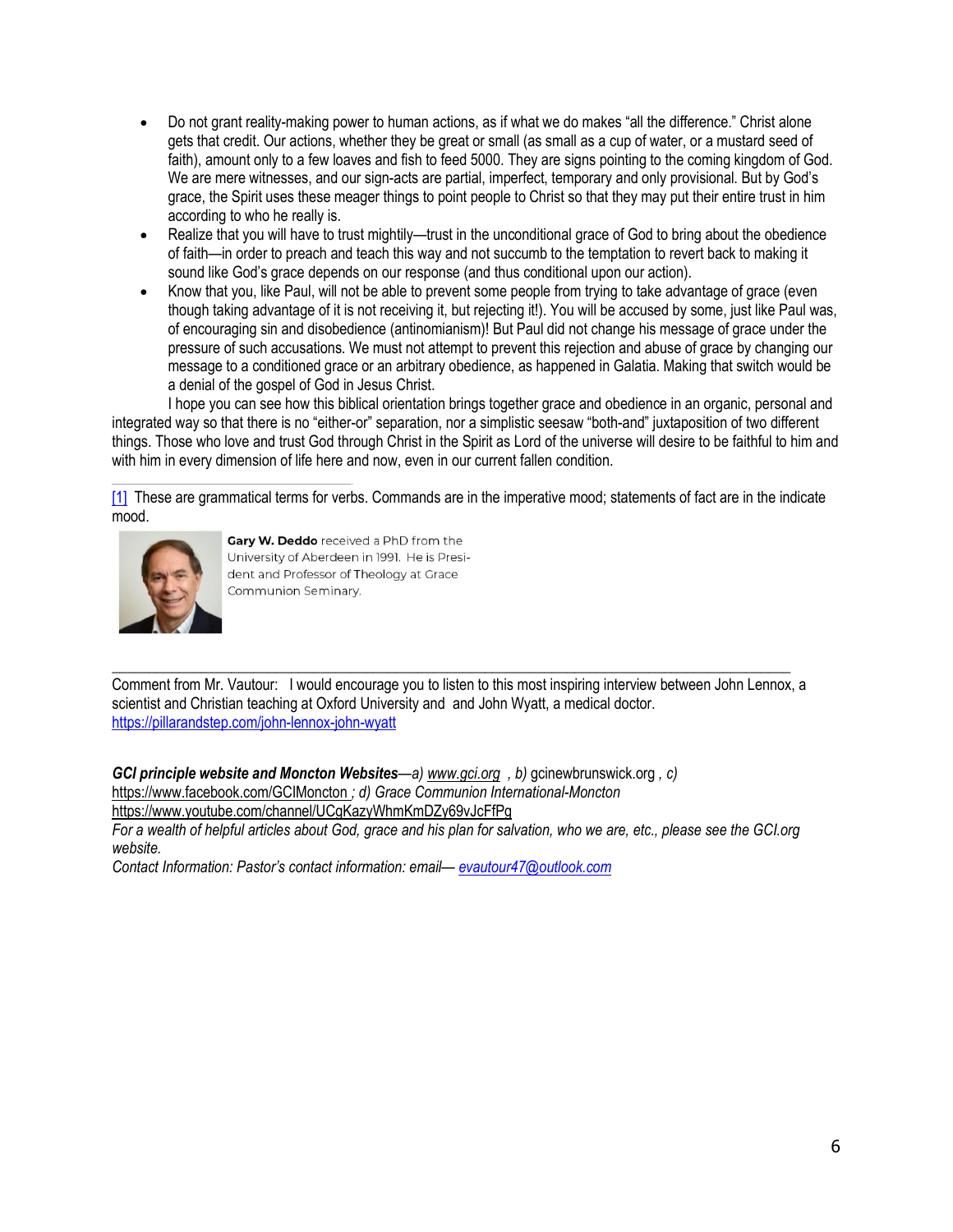- Do not grant reality-making power to human actions, as if what we do makes “all the difference.” Christ alone gets that credit. Our actions, whether they be great or small (as small as a cup of water, or a mustard seed of faith), amount only to a few loaves and fish to feed 5000. They are signs pointing to the coming kingdom of God. We are mere witnesses, and our sign-acts are partial, imperfect, temporary and only provisional. But by God’s grace, the Spirit uses these meager things to point people to Christ so that they may put their entire trust in him according to who he really is.
- Realize that you will have to trust mightily—trust in the unconditional grace of God to bring about the obedience of faith—in order to preach and teach this way and not succumb to the temptation to revert back to making it sound like God’s grace depends on our response (and thus conditional upon our action).
- Know that you, like Paul, will not be able to prevent some people from trying to take advantage of grace (even though taking advantage of it is not receiving it, but rejecting it!). You will be accused by some, just like Paul was, of encouraging sin and disobedience (antinomianism)! But Paul did not change his message of grace under the pressure of such accusations. We must not attempt to prevent this rejection and abuse of grace by changing our message to a conditioned grace or an arbitrary obedience, as happened in Galatia. Making that switch would be a denial of the gospel of God in Jesus Christ.

I hope you can see how this biblical orientation brings together grace and obedience in an organic, personal and integrated way so that there is no “either-or” separation, nor a simplistic seesaw “both-and” juxtaposition of two different things. Those who love and trust God through Christ in the Spirit as Lord of the universe will desire to be faithful to him and with him in every dimension of life here and now, even in our current fallen condition.

---

[1] These are grammatical terms for verbs. Commands are in the imperative mood; statements of fact are in the indicate mood.

**Gary W. Deddo** received a PhD from the University of Aberdeen in 1991. He is President and Professor of Theology at Grace Communion Seminary.

---

Comment from Mr. Vautour: I would encourage you to listen to this most inspiring interview between John Lennox, a scientist and Christian teaching at Oxford University and and John Wyatt, a medical doctor. https://pillarandstep.com/john-lennox-john-wyatt

***GCI principle website and Moncton Websites****—a)* www.gci.org *, b)* gcinewbrunswick.org *, c)* https://www.facebook.com/GCIMoncton *; d) Grace Communion International-Moncton* https://www.youtube.com/channel/UCgKazyWhmKmDZy69vJcFfPg
*For a wealth of helpful articles about God, grace and his plan for salvation, who we are, etc., please see the GCI.org website.*
*Contact Information: Pastor’s contact information: email—* evautour47@outlook.com